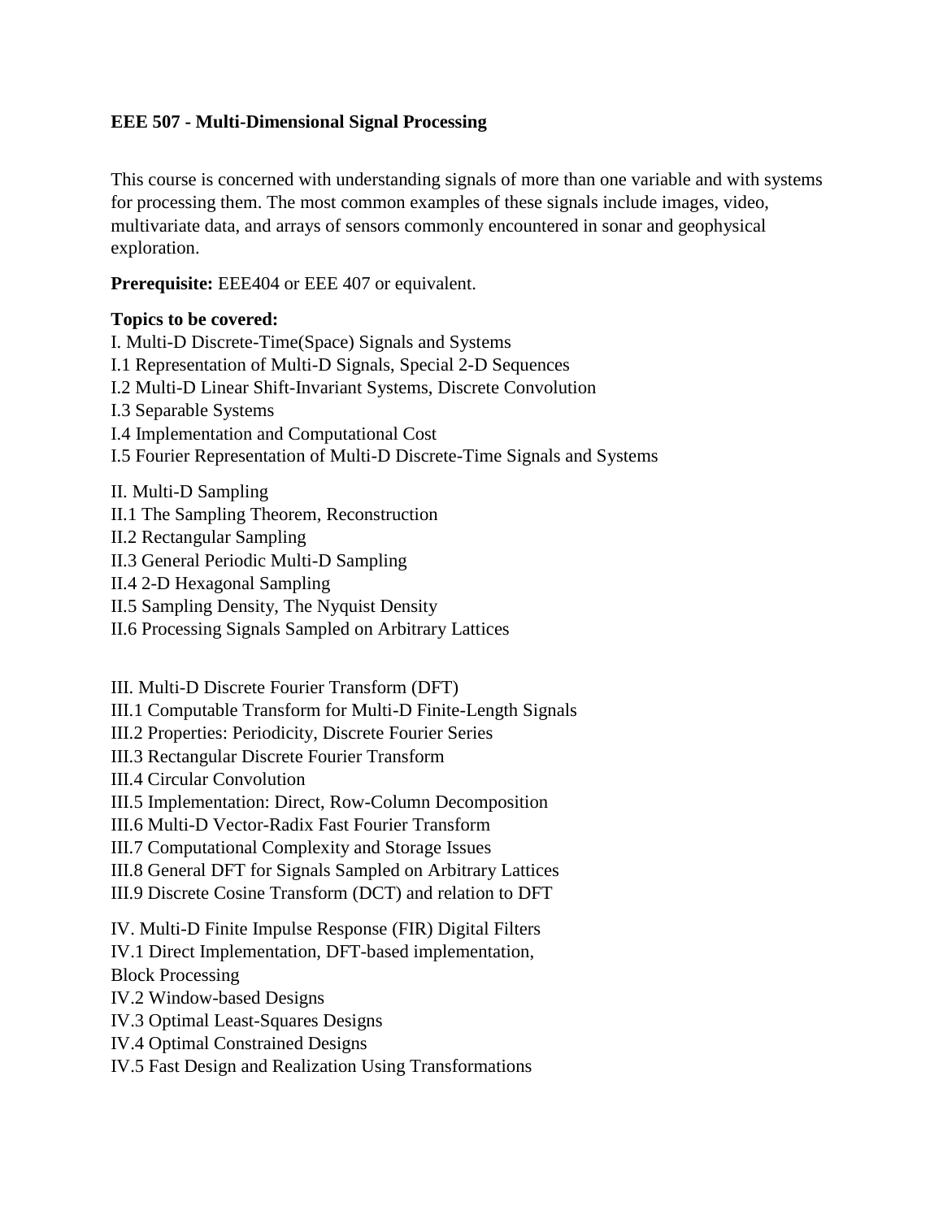**EEE 507 - Multi-Dimensional Signal Processing**

This course is concerned with understanding signals of more than one variable and with systems for processing them. The most common examples of these signals include images, video, multivariate data, and arrays of sensors commonly encountered in sonar and geophysical exploration.

**Prerequisite:** EEE404 or EEE 407 or equivalent.

**Topics to be covered:**

I. Multi-D Discrete-Time(Space) Signals and Systems
I.1 Representation of Multi-D Signals, Special 2-D Sequences
I.2 Multi-D Linear Shift-Invariant Systems, Discrete Convolution
I.3 Separable Systems
I.4 Implementation and Computational Cost
I.5 Fourier Representation of Multi-D Discrete-Time Signals and Systems

II. Multi-D Sampling
II.1 The Sampling Theorem, Reconstruction
II.2 Rectangular Sampling
II.3 General Periodic Multi-D Sampling
II.4 2-D Hexagonal Sampling
II.5 Sampling Density, The Nyquist Density
II.6 Processing Signals Sampled on Arbitrary Lattices

III. Multi-D Discrete Fourier Transform (DFT)
III.1 Computable Transform for Multi-D Finite-Length Signals
III.2 Properties: Periodicity, Discrete Fourier Series
III.3 Rectangular Discrete Fourier Transform
III.4 Circular Convolution
III.5 Implementation: Direct, Row-Column Decomposition
III.6 Multi-D Vector-Radix Fast Fourier Transform
III.7 Computational Complexity and Storage Issues
III.8 General DFT for Signals Sampled on Arbitrary Lattices
III.9 Discrete Cosine Transform (DCT) and relation to DFT

IV. Multi-D Finite Impulse Response (FIR) Digital Filters
IV.1 Direct Implementation, DFT-based implementation,
Block Processing
IV.2 Window-based Designs
IV.3 Optimal Least-Squares Designs
IV.4 Optimal Constrained Designs
IV.5 Fast Design and Realization Using Transformations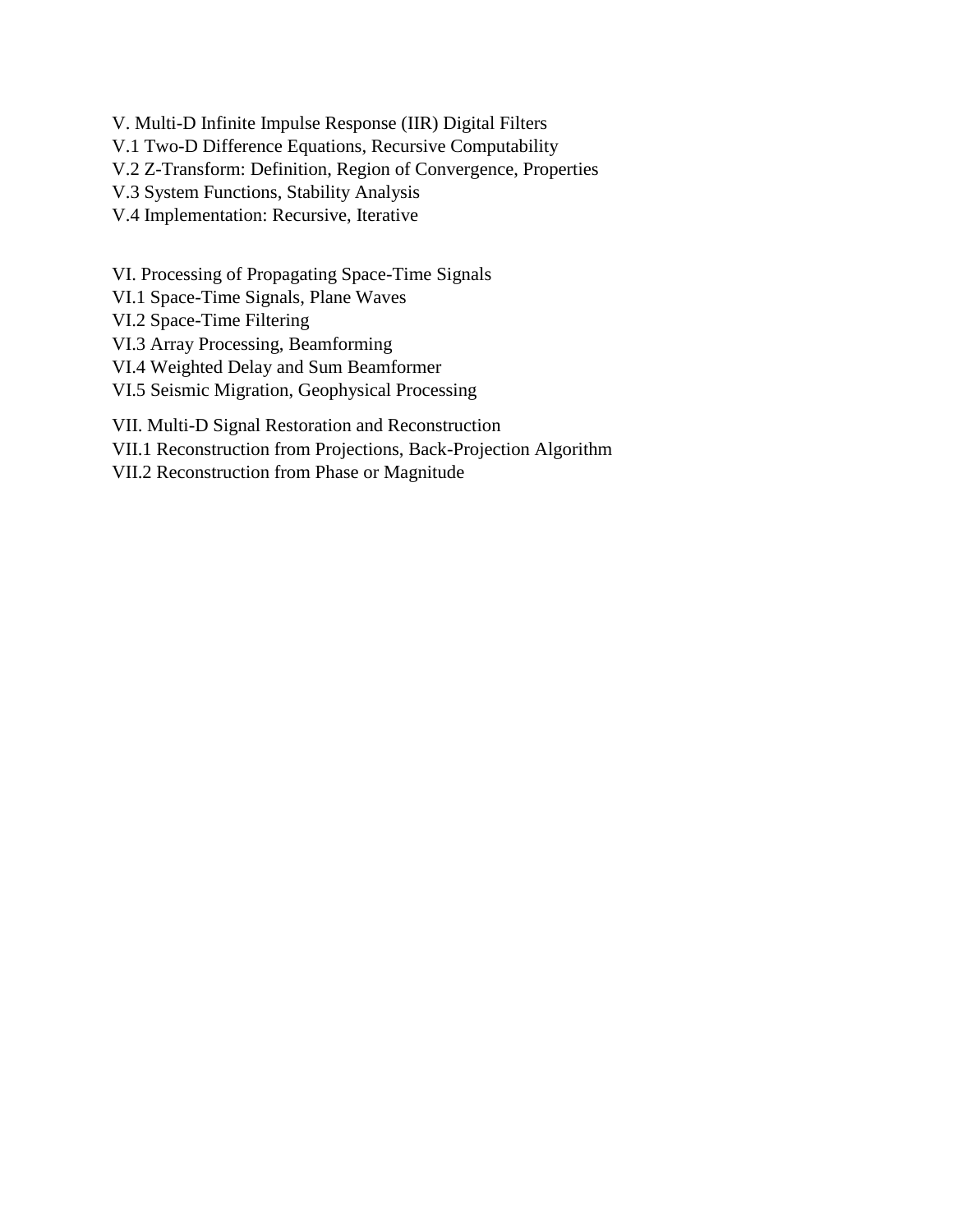V. Multi-D Infinite Impulse Response (IIR) Digital Filters

V.1 Two-D Difference Equations, Recursive Computability

V.2 Z-Transform: Definition, Region of Convergence, Properties

V.3 System Functions, Stability Analysis

V.4 Implementation: Recursive, Iterative

VI. Processing of Propagating Space-Time Signals

VI.1 Space-Time Signals, Plane Waves

VI.2 Space-Time Filtering

VI.3 Array Processing, Beamforming

VI.4 Weighted Delay and Sum Beamformer

VI.5 Seismic Migration, Geophysical Processing

VII. Multi-D Signal Restoration and Reconstruction

VII.1 Reconstruction from Projections, Back-Projection Algorithm

VII.2 Reconstruction from Phase or Magnitude